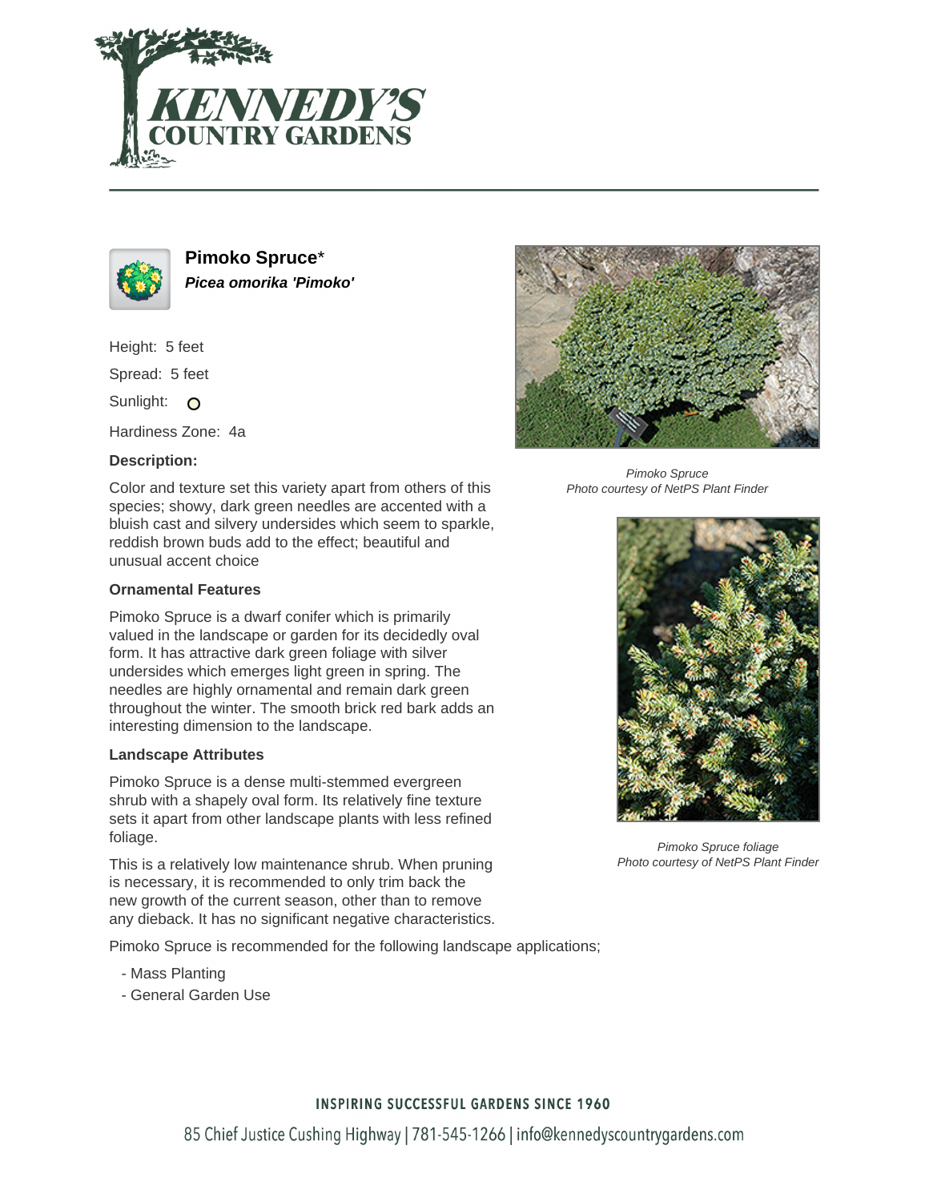# Pimoko Spruce*

***Picea omorika 'Pimoko'***

Height: 5 feet

Spread: 5 feet

Sunlight:

Hardiness Zone: 4a

### Description:

Color and texture set this variety apart from others of this species; showy, dark green needles are accented with a bluish cast and silvery undersides which seem to sparkle, reddish brown buds add to the effect; beautiful and unusual accent choice

### Ornamental Features

Pimoko Spruce is a dwarf conifer which is primarily valued in the landscape or garden for its decidedly oval form. It has attractive dark green foliage with silver undersides which emerges light green in spring. The needles are highly ornamental and remain dark green throughout the winter. The smooth brick red bark adds an interesting dimension to the landscape.

### Landscape Attributes

Pimoko Spruce is a dense multi-stemmed evergreen shrub with a shapely oval form. Its relatively fine texture sets it apart from other landscape plants with less refined foliage.

This is a relatively low maintenance shrub. When pruning is necessary, it is recommended to only trim back the new growth of the current season, other than to remove any dieback. It has no significant negative characteristics.

Pimoko Spruce is recommended for the following landscape applications;

- Mass Planting
- General Garden Use

*Pimoko Spruce*
*Photo courtesy of NetPS Plant Finder*

*Pimoko Spruce foliage*
*Photo courtesy of NetPS Plant Finder*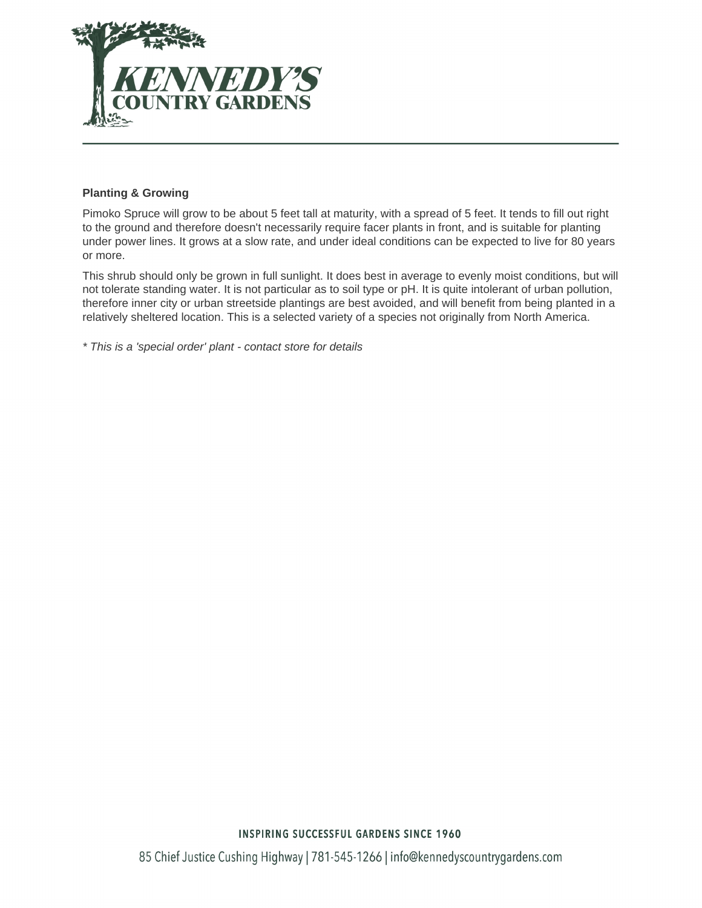**Planting & Growing**

Pimoko Spruce will grow to be about 5 feet tall at maturity, with a spread of 5 feet. It tends to fill out right to the ground and therefore doesn't necessarily require facer plants in front, and is suitable for planting under power lines. It grows at a slow rate, and under ideal conditions can be expected to live for 80 years or more.

This shrub should only be grown in full sunlight. It does best in average to evenly moist conditions, but will not tolerate standing water. It is not particular as to soil type or pH. It is quite intolerant of urban pollution, therefore inner city or urban streetside plantings are best avoided, and will benefit from being planted in a relatively sheltered location. This is a selected variety of a species not originally from North America.

*\* This is a 'special order' plant - contact store for details*